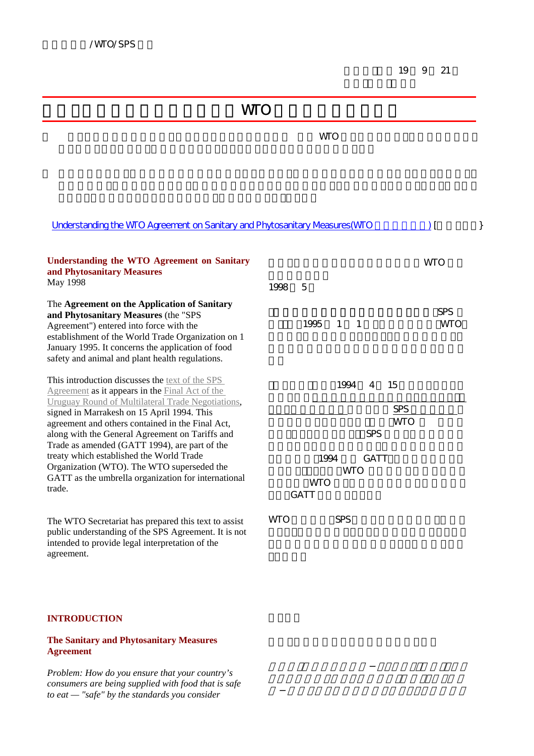/WTO/SPS

19 9 21

# WTO

WTO

[Understanding the WTO Agreement on Sanitary and Phytosanitary Measures(WTO )] [ }

**Understanding the WTO Agreement on Sanitary and Phytosanitary Measures**
May 1998

The **Agreement on the Application of Sanitary and Phytosanitary Measures** (the "SPS Agreement") entered into force with the establishment of the World Trade Organization on 1 January 1995. It concerns the application of food safety and animal and plant health regulations.

This introduction discusses the text of the SPS Agreement as it appears in the Final Act of the Uruguay Round of Multilateral Trade Negotiations, signed in Marrakesh on 15 April 1994. This agreement and others contained in the Final Act, along with the General Agreement on Tariffs and Trade as amended (GATT 1994), are part of the treaty which established the World Trade Organization (WTO). The WTO superseded the GATT as the umbrella organization for international trade.

The WTO Secretariat has prepared this text to assist public understanding of the SPS Agreement. It is not intended to provide legal interpretation of the agreement.

WTO

1998 5

SPS 1995 1 1 WTO

1994 4 15 SPS WTO SPS 1994 GATT WTO WTO GATT

WTO SPS

## INTRODUCTION

### The Sanitary and Phytosanitary Measures Agreement

*Problem: How do you ensure that your country's consumers are being supplied with food that is safe to eat — "safe" by the standards you consider*

– –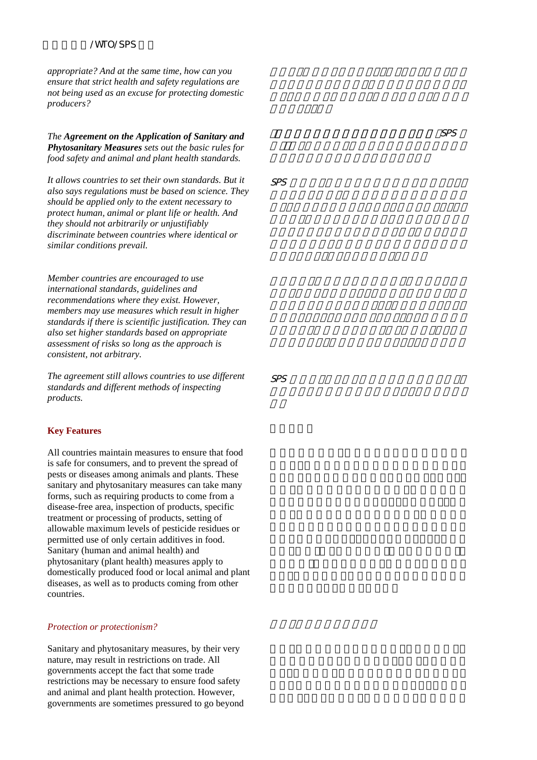*appropriate? And at the same time, how can you ensure that strict health and safety regulations are not being used as an excuse for protecting domestic producers?*

*The* ***Agreement on the Application of Sanitary and Phytosanitary Measures*** *sets out the basic rules for food safety and animal and plant health standards.*

*It allows countries to set their own standards. But it also says regulations must be based on science. They should be applied only to the extent necessary to protect human, animal or plant life or health. And they should not arbitrarily or unjustifiably discriminate between countries where identical or similar conditions prevail.*

*Member countries are encouraged to use international standards, guidelines and recommendations where they exist. However, members may use measures which result in higher standards if there is scientific justification. They can also set higher standards based on appropriate assessment of risks so long as the approach is consistent, not arbitrary.*

*The agreement still allows countries to use different standards and different methods of inspecting products.*

## Key Features

All countries maintain measures to ensure that food is safe for consumers, and to prevent the spread of pests or diseases among animals and plants. These sanitary and phytosanitary measures can take many forms, such as requiring products to come from a disease-free area, inspection of products, specific treatment or processing of products, setting of allowable maximum levels of pesticide residues or permitted use of only certain additives in food. Sanitary (human and animal health) and phytosanitary (plant health) measures apply to domestically produced food or local animal and plant diseases, as well as to products coming from other countries.

### *Protection or protectionism?*

Sanitary and phytosanitary measures, by their very nature, may result in restrictions on trade. All governments accept the fact that some trade restrictions may be necessary to ensure food safety and animal and plant health protection. However, governments are sometimes pressured to go beyond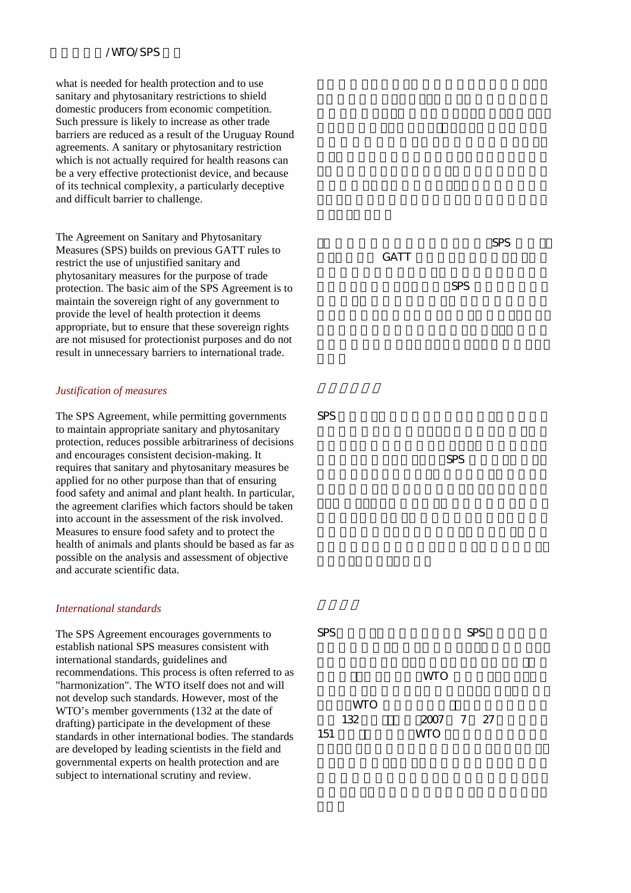what is needed for health protection and to use sanitary and phytosanitary restrictions to shield domestic producers from economic competition. Such pressure is likely to increase as other trade barriers are reduced as a result of the Uruguay Round agreements. A sanitary or phytosanitary restriction which is not actually required for health reasons can be a very effective protectionist device, and because of its technical complexity, a particularly deceptive and difficult barrier to challenge.

The Agreement on Sanitary and Phytosanitary Measures (SPS) builds on previous GATT rules to restrict the use of unjustified sanitary and phytosanitary measures for the purpose of trade protection. The basic aim of the SPS Agreement is to maintain the sovereign right of any government to provide the level of health protection it deems appropriate, but to ensure that these sovereign rights are not misused for protectionist purposes and do not result in unnecessary barriers to international trade.

### *Justification of measures*

The SPS Agreement, while permitting governments to maintain appropriate sanitary and phytosanitary protection, reduces possible arbitrariness of decisions and encourages consistent decision-making. It requires that sanitary and phytosanitary measures be applied for no other purpose than that of ensuring food safety and animal and plant health. In particular, the agreement clarifies which factors should be taken into account in the assessment of the risk involved. Measures to ensure food safety and to protect the health of animals and plants should be based as far as possible on the analysis and assessment of objective and accurate scientific data.

### *International standards*

The SPS Agreement encourages governments to establish national SPS measures consistent with international standards, guidelines and recommendations. This process is often referred to as "harmonization". The WTO itself does not and will not develop such standards. However, most of the WTO's member governments (132 at the date of drafting) participate in the development of these standards in other international bodies. The standards are developed by leading scientists in the field and governmental experts on health protection and are subject to international scrutiny and review.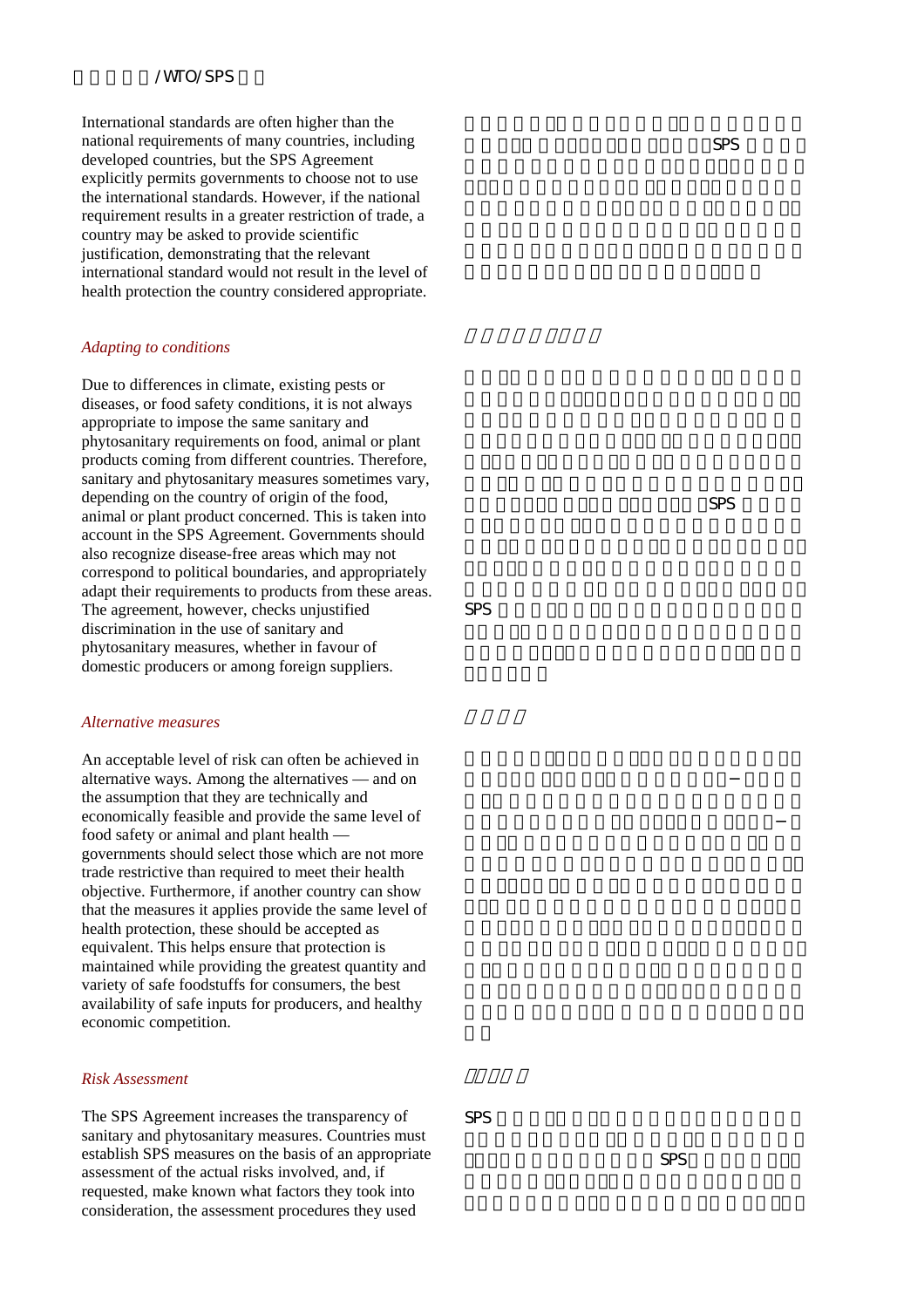International standards are often higher than the national requirements of many countries, including developed countries, but the SPS Agreement explicitly permits governments to choose not to use the international standards. However, if the national requirement results in a greater restriction of trade, a country may be asked to provide scientific justification, demonstrating that the relevant international standard would not result in the level of health protection the country considered appropriate.

### *Adapting to conditions*

Due to differences in climate, existing pests or diseases, or food safety conditions, it is not always appropriate to impose the same sanitary and phytosanitary requirements on food, animal or plant products coming from different countries. Therefore, sanitary and phytosanitary measures sometimes vary, depending on the country of origin of the food, animal or plant product concerned. This is taken into account in the SPS Agreement. Governments should also recognize disease-free areas which may not correspond to political boundaries, and appropriately adapt their requirements to products from these areas. The agreement, however, checks unjustified discrimination in the use of sanitary and phytosanitary measures, whether in favour of domestic producers or among foreign suppliers.

### *Alternative measures*

An acceptable level of risk can often be achieved in alternative ways. Among the alternatives — and on the assumption that they are technically and economically feasible and provide the same level of food safety or animal and plant health — governments should select those which are not more trade restrictive than required to meet their health objective. Furthermore, if another country can show that the measures it applies provide the same level of health protection, these should be accepted as equivalent. This helps ensure that protection is maintained while providing the greatest quantity and variety of safe foodstuffs for consumers, the best availability of safe inputs for producers, and healthy economic competition.

### *Risk Assessment*

The SPS Agreement increases the transparency of sanitary and phytosanitary measures. Countries must establish SPS measures on the basis of an appropriate assessment of the actual risks involved, and, if requested, make known what factors they took into consideration, the assessment procedures they used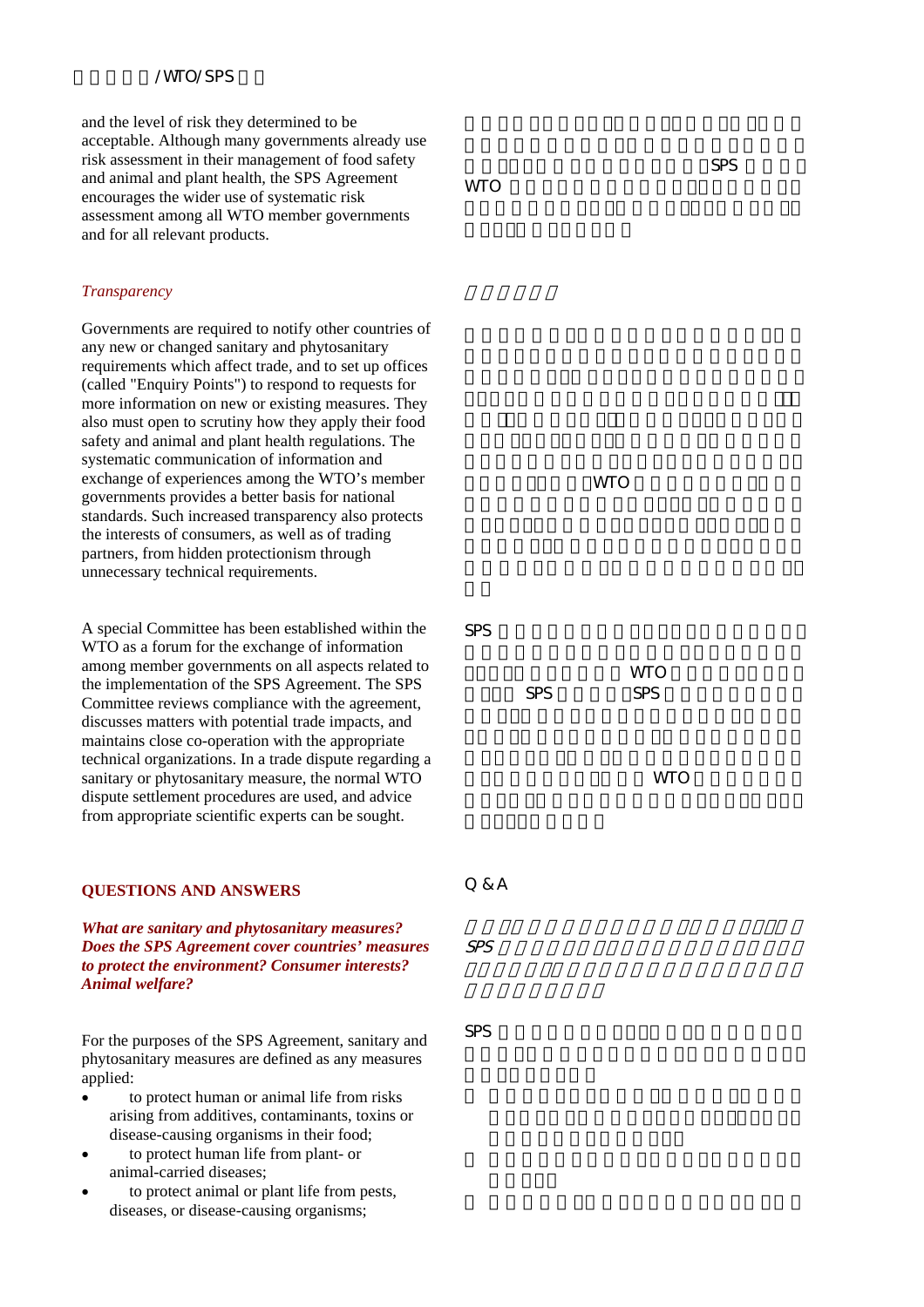and the level of risk they determined to be acceptable. Although many governments already use risk assessment in their management of food safety and animal and plant health, the SPS Agreement encourages the wider use of systematic risk assessment among all WTO member governments and for all relevant products.

*Transparency*

Governments are required to notify other countries of any new or changed sanitary and phytosanitary requirements which affect trade, and to set up offices (called "Enquiry Points") to respond to requests for more information on new or existing measures. They also must open to scrutiny how they apply their food safety and animal and plant health regulations. The systematic communication of information and exchange of experiences among the WTO's member governments provides a better basis for national standards. Such increased transparency also protects the interests of consumers, as well as of trading partners, from hidden protectionism through unnecessary technical requirements.

A special Committee has been established within the WTO as a forum for the exchange of information among member governments on all aspects related to the implementation of the SPS Agreement. The SPS Committee reviews compliance with the agreement, discusses matters with potential trade impacts, and maintains close co-operation with the appropriate technical organizations. In a trade dispute regarding a sanitary or phytosanitary measure, the normal WTO dispute settlement procedures are used, and advice from appropriate scientific experts can be sought.

## QUESTIONS AND ANSWERS

***What are sanitary and phytosanitary measures? Does the SPS Agreement cover countries' measures to protect the environment? Consumer interests? Animal welfare?***

For the purposes of the SPS Agreement, sanitary and phytosanitary measures are defined as any measures applied:

- to protect human or animal life from risks arising from additives, contaminants, toxins or disease-causing organisms in their food;
- to protect human life from plant- or animal-carried diseases;
- to protect animal or plant life from pests, diseases, or disease-causing organisms;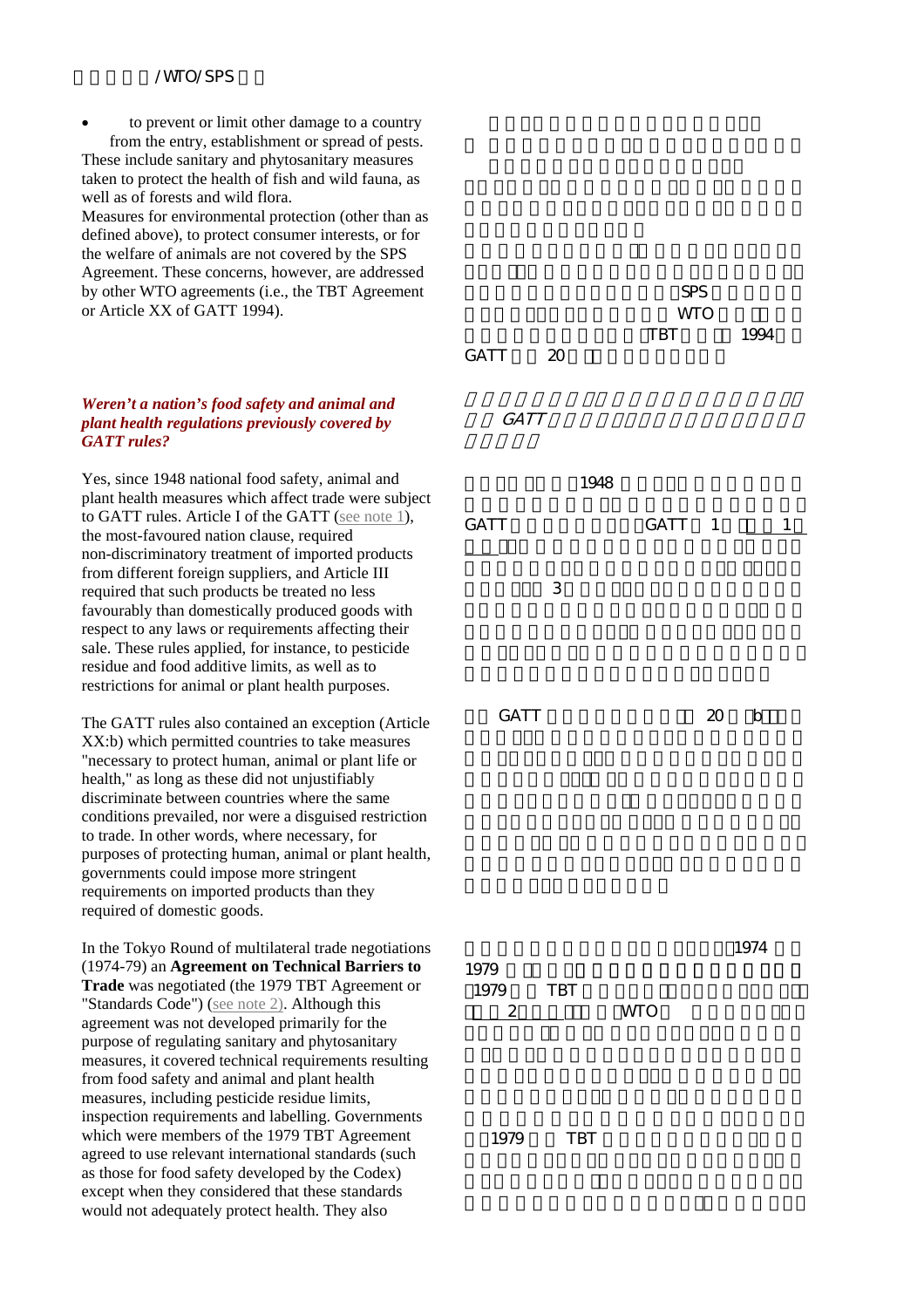- to prevent or limit other damage to a country from the entry, establishment or spread of pests.

These include sanitary and phytosanitary measures taken to protect the health of fish and wild fauna, as well as of forests and wild flora.

Measures for environmental protection (other than as defined above), to protect consumer interests, or for the welfare of animals are not covered by the SPS Agreement. These concerns, however, are addressed by other WTO agreements (i.e., the TBT Agreement or Article XX of GATT 1994).

### *Weren't a nation's food safety and animal and plant health regulations previously covered by GATT rules?*

Yes, since 1948 national food safety, animal and plant health measures which affect trade were subject to GATT rules. Article I of the GATT (see note 1), the most-favoured nation clause, required non-discriminatory treatment of imported products from different foreign suppliers, and Article III required that such products be treated no less favourably than domestically produced goods with respect to any laws or requirements affecting their sale. These rules applied, for instance, to pesticide residue and food additive limits, as well as to restrictions for animal or plant health purposes.

The GATT rules also contained an exception (Article XX:b) which permitted countries to take measures "necessary to protect human, animal or plant life or health," as long as these did not unjustifiably discriminate between countries where the same conditions prevailed, nor were a disguised restriction to trade. In other words, where necessary, for purposes of protecting human, animal or plant health, governments could impose more stringent requirements on imported products than they required of domestic goods.

In the Tokyo Round of multilateral trade negotiations (1974-79) an **Agreement on Technical Barriers to Trade** was negotiated (the 1979 TBT Agreement or "Standards Code") (see note 2). Although this agreement was not developed primarily for the purpose of regulating sanitary and phytosanitary measures, it covered technical requirements resulting from food safety and animal and plant health measures, including pesticide residue limits, inspection requirements and labelling. Governments which were members of the 1979 TBT Agreement agreed to use relevant international standards (such as those for food safety developed by the Codex) except when they considered that these standards would not adequately protect health. They also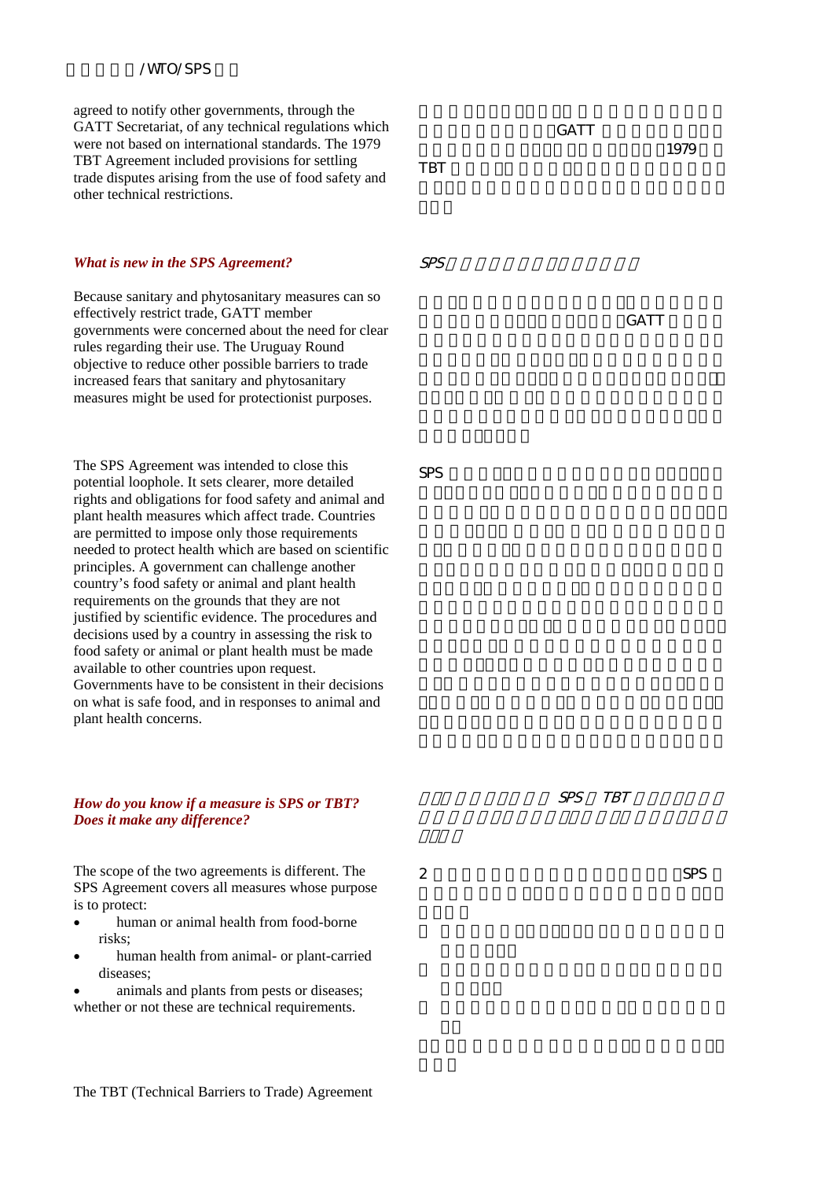agreed to notify other governments, through the GATT Secretariat, of any technical regulations which were not based on international standards. The 1979 TBT Agreement included provisions for settling trade disputes arising from the use of food safety and other technical restrictions.

### *What is new in the SPS Agreement?*

Because sanitary and phytosanitary measures can so effectively restrict trade, GATT member governments were concerned about the need for clear rules regarding their use. The Uruguay Round objective to reduce other possible barriers to trade increased fears that sanitary and phytosanitary measures might be used for protectionist purposes.

The SPS Agreement was intended to close this potential loophole. It sets clearer, more detailed rights and obligations for food safety and animal and plant health measures which affect trade. Countries are permitted to impose only those requirements needed to protect health which are based on scientific principles. A government can challenge another country's food safety or animal and plant health requirements on the grounds that they are not justified by scientific evidence. The procedures and decisions used by a country in assessing the risk to food safety or animal or plant health must be made available to other countries upon request. Governments have to be consistent in their decisions on what is safe food, and in responses to animal and plant health concerns.

### *How do you know if a measure is SPS or TBT? Does it make any difference?*

The scope of the two agreements is different. The SPS Agreement covers all measures whose purpose is to protect:

- human or animal health from food-borne risks;
- human health from animal- or plant-carried diseases;
- animals and plants from pests or diseases;

whether or not these are technical requirements.

The TBT (Technical Barriers to Trade) Agreement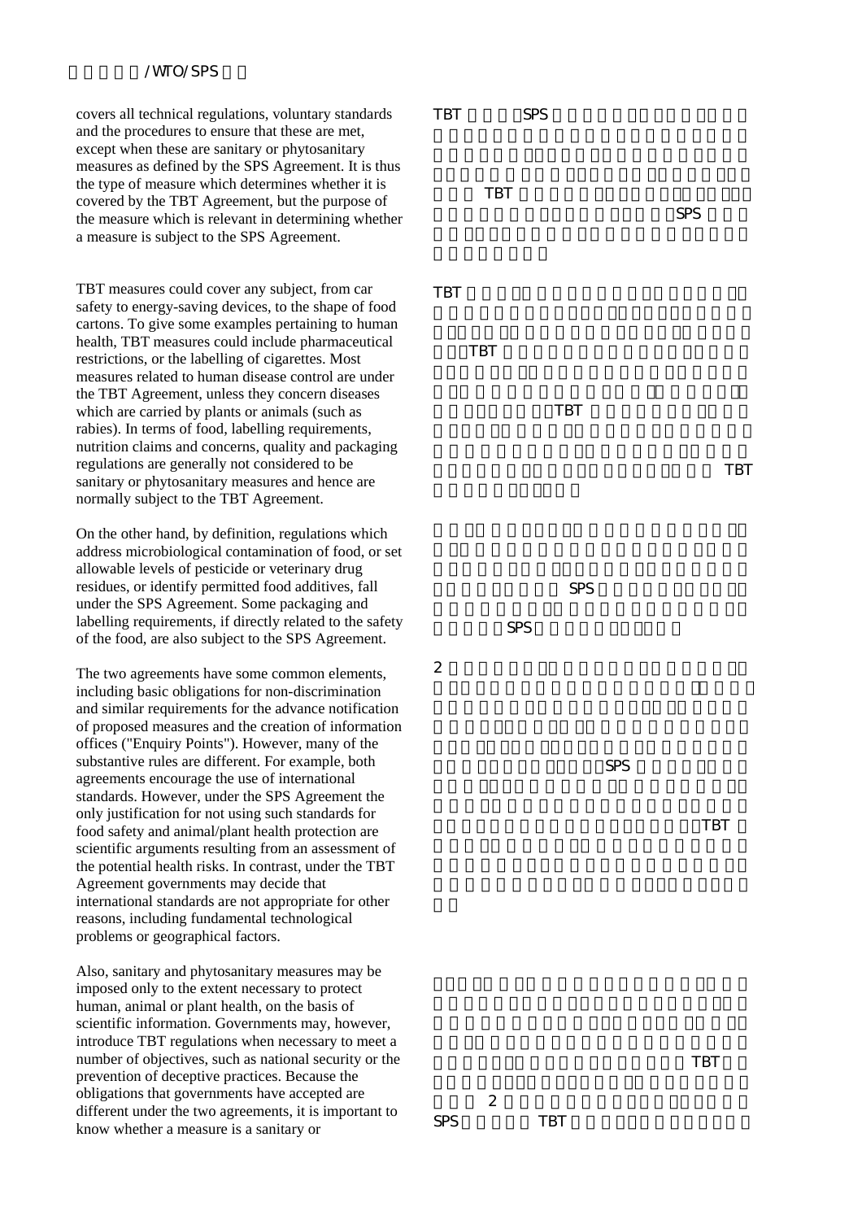covers all technical regulations, voluntary standards and the procedures to ensure that these are met, except when these are sanitary or phytosanitary measures as defined by the SPS Agreement. It is thus the type of measure which determines whether it is covered by the TBT Agreement, but the purpose of the measure which is relevant in determining whether a measure is subject to the SPS Agreement.

TBT measures could cover any subject, from car safety to energy-saving devices, to the shape of food cartons. To give some examples pertaining to human health, TBT measures could include pharmaceutical restrictions, or the labelling of cigarettes. Most measures related to human disease control are under the TBT Agreement, unless they concern diseases which are carried by plants or animals (such as rabies). In terms of food, labelling requirements, nutrition claims and concerns, quality and packaging regulations are generally not considered to be sanitary or phytosanitary measures and hence are normally subject to the TBT Agreement.

On the other hand, by definition, regulations which address microbiological contamination of food, or set allowable levels of pesticide or veterinary drug residues, or identify permitted food additives, fall under the SPS Agreement. Some packaging and labelling requirements, if directly related to the safety of the food, are also subject to the SPS Agreement.

The two agreements have some common elements, including basic obligations for non-discrimination and similar requirements for the advance notification of proposed measures and the creation of information offices ("Enquiry Points"). However, many of the substantive rules are different. For example, both agreements encourage the use of international standards. However, under the SPS Agreement the only justification for not using such standards for food safety and animal/plant health protection are scientific arguments resulting from an assessment of the potential health risks. In contrast, under the TBT Agreement governments may decide that international standards are not appropriate for other reasons, including fundamental technological problems or geographical factors.

Also, sanitary and phytosanitary measures may be imposed only to the extent necessary to protect human, animal or plant health, on the basis of scientific information. Governments may, however, introduce TBT regulations when necessary to meet a number of objectives, such as national security or the prevention of deceptive practices. Because the obligations that governments have accepted are different under the two agreements, it is important to know whether a measure is a sanitary or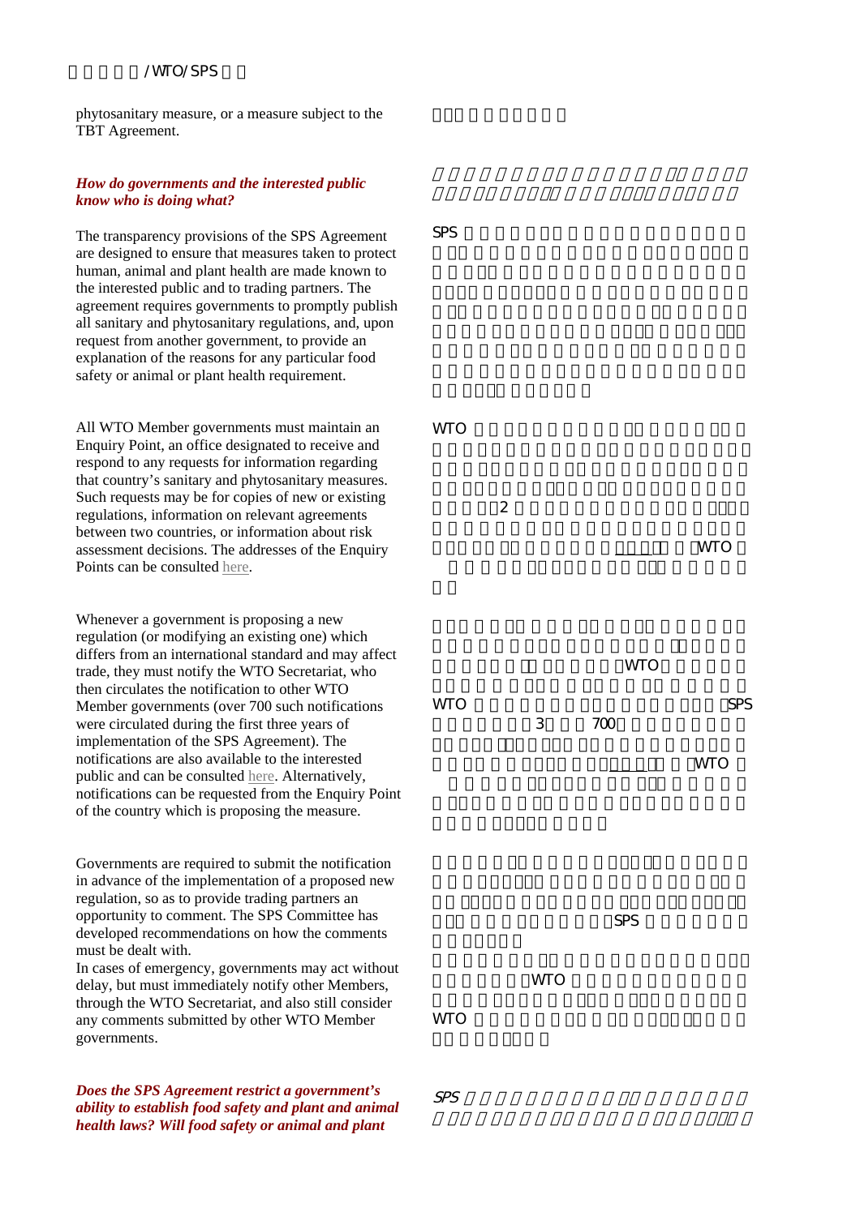phytosanitary measure, or a measure subject to the TBT Agreement.

***How do governments and the interested public know who is doing what?***

The transparency provisions of the SPS Agreement are designed to ensure that measures taken to protect human, animal and plant health are made known to the interested public and to trading partners. The agreement requires governments to promptly publish all sanitary and phytosanitary regulations, and, upon request from another government, to provide an explanation of the reasons for any particular food safety or animal or plant health requirement.

All WTO Member governments must maintain an Enquiry Point, an office designated to receive and respond to any requests for information regarding that country's sanitary and phytosanitary measures. Such requests may be for copies of new or existing regulations, information on relevant agreements between two countries, or information about risk assessment decisions. The addresses of the Enquiry Points can be consulted here.

Whenever a government is proposing a new regulation (or modifying an existing one) which differs from an international standard and may affect trade, they must notify the WTO Secretariat, who then circulates the notification to other WTO Member governments (over 700 such notifications were circulated during the first three years of implementation of the SPS Agreement). The notifications are also available to the interested public and can be consulted here. Alternatively, notifications can be requested from the Enquiry Point of the country which is proposing the measure.

Governments are required to submit the notification in advance of the implementation of a proposed new regulation, so as to provide trading partners an opportunity to comment. The SPS Committee has developed recommendations on how the comments must be dealt with.

In cases of emergency, governments may act without delay, but must immediately notify other Members, through the WTO Secretariat, and also still consider any comments submitted by other WTO Member governments.

***Does the SPS Agreement restrict a government's ability to establish food safety and plant and animal health laws? Will food safety or animal and plant***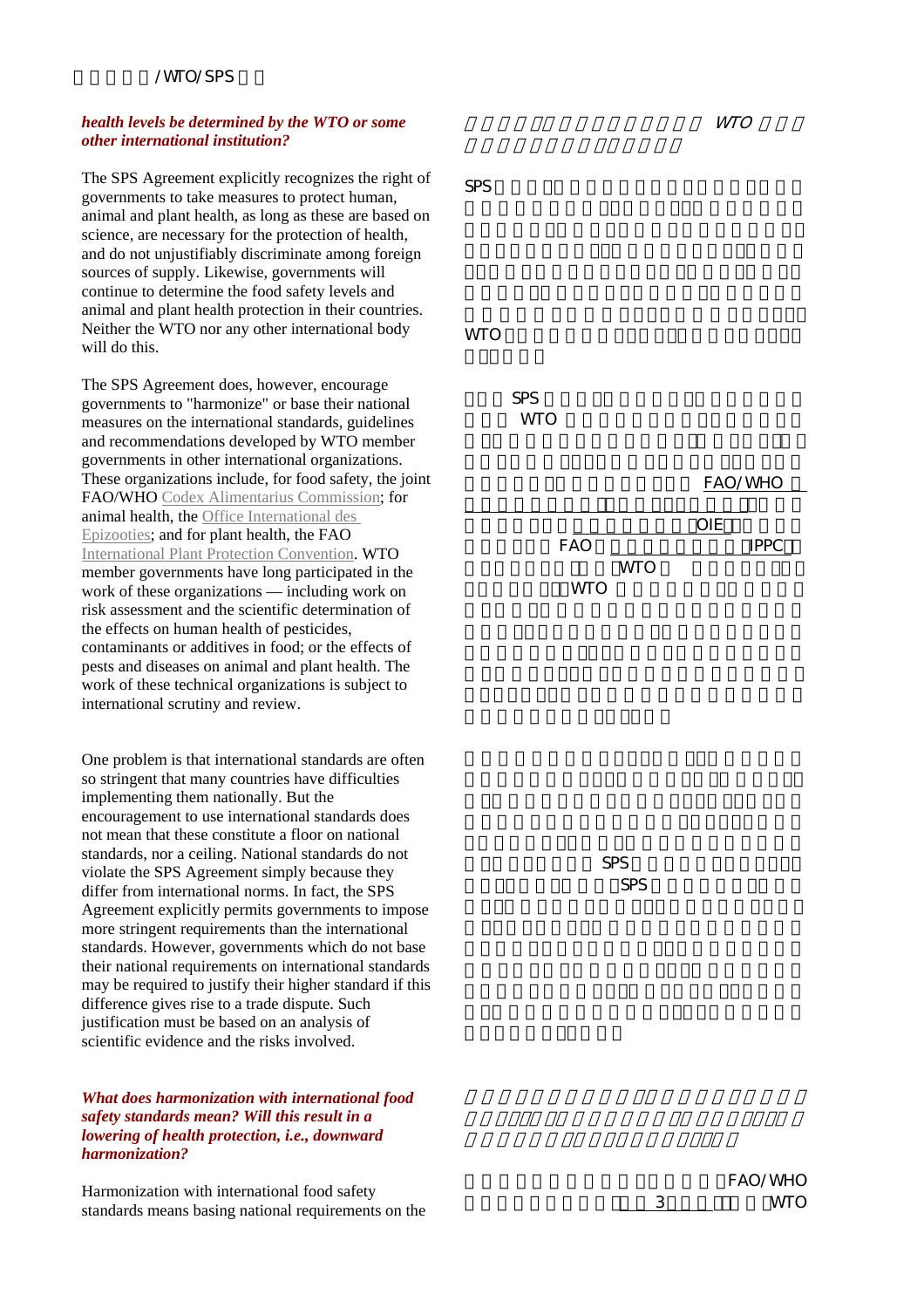***health levels be determined by the WTO or some other international institution?***

The SPS Agreement explicitly recognizes the right of governments to take measures to protect human, animal and plant health, as long as these are based on science, are necessary for the protection of health, and do not unjustifiably discriminate among foreign sources of supply. Likewise, governments will continue to determine the food safety levels and animal and plant health protection in their countries. Neither the WTO nor any other international body will do this.

The SPS Agreement does, however, encourage governments to "harmonize" or base their national measures on the international standards, guidelines and recommendations developed by WTO member governments in other international organizations. These organizations include, for food safety, the joint FAO/WHO Codex Alimentarius Commission; for animal health, the Office International des Epizooties; and for plant health, the FAO International Plant Protection Convention. WTO member governments have long participated in the work of these organizations — including work on risk assessment and the scientific determination of the effects on human health of pesticides, contaminants or additives in food; or the effects of pests and diseases on animal and plant health. The work of these technical organizations is subject to international scrutiny and review.

One problem is that international standards are often so stringent that many countries have difficulties implementing them nationally. But the encouragement to use international standards does not mean that these constitute a floor on national standards, nor a ceiling. National standards do not violate the SPS Agreement simply because they differ from international norms. In fact, the SPS Agreement explicitly permits governments to impose more stringent requirements than the international standards. However, governments which do not base their national requirements on international standards may be required to justify their higher standard if this difference gives rise to a trade dispute. Such justification must be based on an analysis of scientific evidence and the risks involved.

***What does harmonization with international food safety standards mean? Will this result in a lowering of health protection, i.e., downward harmonization?***

Harmonization with international food safety standards means basing national requirements on the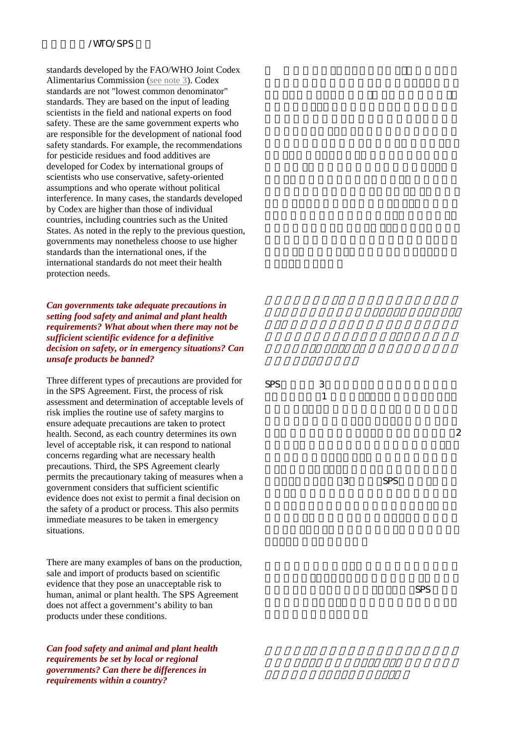standards developed by the FAO/WHO Joint Codex Alimentarius Commission (see note 3). Codex standards are not "lowest common denominator" standards. They are based on the input of leading scientists in the field and national experts on food safety. These are the same government experts who are responsible for the development of national food safety standards. For example, the recommendations for pesticide residues and food additives are developed for Codex by international groups of scientists who use conservative, safety-oriented assumptions and who operate without political interference. In many cases, the standards developed by Codex are higher than those of individual countries, including countries such as the United States. As noted in the reply to the previous question, governments may nonetheless choose to use higher standards than the international ones, if the international standards do not meet their health protection needs.

***Can governments take adequate precautions in setting food safety and animal and plant health requirements? What about when there may not be sufficient scientific evidence for a definitive decision on safety, or in emergency situations? Can unsafe products be banned?***

Three different types of precautions are provided for in the SPS Agreement. First, the process of risk assessment and determination of acceptable levels of risk implies the routine use of safety margins to ensure adequate precautions are taken to protect health. Second, as each country determines its own level of acceptable risk, it can respond to national concerns regarding what are necessary health precautions. Third, the SPS Agreement clearly permits the precautionary taking of measures when a government considers that sufficient scientific evidence does not exist to permit a final decision on the safety of a product or process. This also permits immediate measures to be taken in emergency situations.

There are many examples of bans on the production, sale and import of products based on scientific evidence that they pose an unacceptable risk to human, animal or plant health. The SPS Agreement does not affect a government's ability to ban products under these conditions.

***Can food safety and animal and plant health requirements be set by local or regional governments? Can there be differences in requirements within a country?***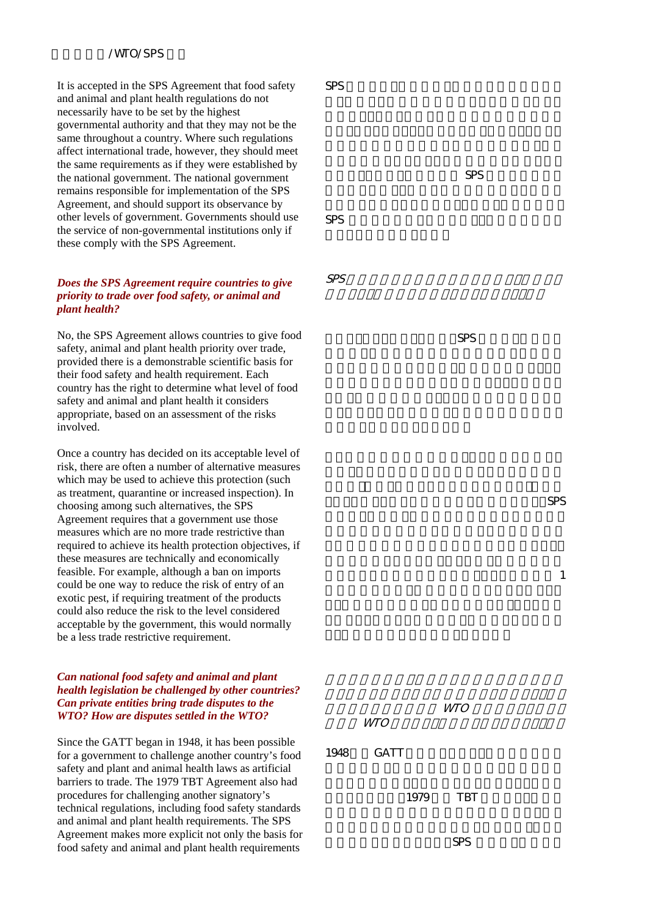It is accepted in the SPS Agreement that food safety and animal and plant health regulations do not necessarily have to be set by the highest governmental authority and that they may not be the same throughout a country. Where such regulations affect international trade, however, they should meet the same requirements as if they were established by the national government. The national government remains responsible for implementation of the SPS Agreement, and should support its observance by other levels of government. Governments should use the service of non-governmental institutions only if these comply with the SPS Agreement.

***Does the SPS Agreement require countries to give priority to trade over food safety, or animal and plant health?***

No, the SPS Agreement allows countries to give food safety, animal and plant health priority over trade, provided there is a demonstrable scientific basis for their food safety and health requirement. Each country has the right to determine what level of food safety and animal and plant health it considers appropriate, based on an assessment of the risks involved.

Once a country has decided on its acceptable level of risk, there are often a number of alternative measures which may be used to achieve this protection (such as treatment, quarantine or increased inspection). In choosing among such alternatives, the SPS Agreement requires that a government use those measures which are no more trade restrictive than required to achieve its health protection objectives, if these measures are technically and economically feasible. For example, although a ban on imports could be one way to reduce the risk of entry of an exotic pest, if requiring treatment of the products could also reduce the risk to the level considered acceptable by the government, this would normally be a less trade restrictive requirement.

***Can national food safety and animal and plant health legislation be challenged by other countries? Can private entities bring trade disputes to the WTO? How are disputes settled in the WTO?***

Since the GATT began in 1948, it has been possible for a government to challenge another country's food safety and plant and animal health laws as artificial barriers to trade. The 1979 TBT Agreement also had procedures for challenging another signatory's technical regulations, including food safety standards and animal and plant health requirements. The SPS Agreement makes more explicit not only the basis for food safety and animal and plant health requirements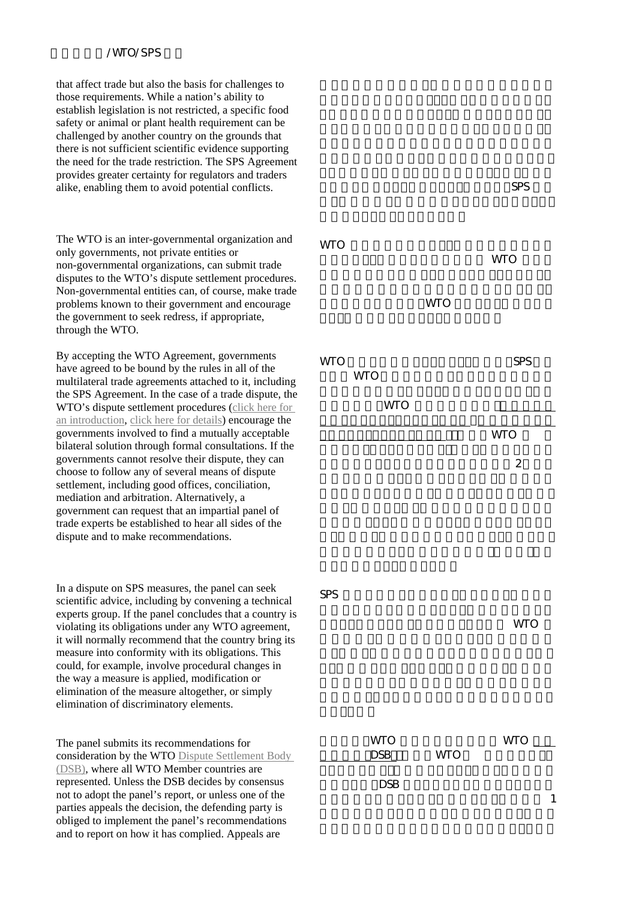that affect trade but also the basis for challenges to those requirements. While a nation's ability to establish legislation is not restricted, a specific food safety or animal or plant health requirement can be challenged by another country on the grounds that there is not sufficient scientific evidence supporting the need for the trade restriction. The SPS Agreement provides greater certainty for regulators and traders alike, enabling them to avoid potential conflicts.

The WTO is an inter-governmental organization and only governments, not private entities or non-governmental organizations, can submit trade disputes to the WTO's dispute settlement procedures. Non-governmental entities can, of course, make trade problems known to their government and encourage the government to seek redress, if appropriate, through the WTO.

By accepting the WTO Agreement, governments have agreed to be bound by the rules in all of the multilateral trade agreements attached to it, including the SPS Agreement. In the case of a trade dispute, the WTO's dispute settlement procedures (click here for an introduction, click here for details) encourage the governments involved to find a mutually acceptable bilateral solution through formal consultations. If the governments cannot resolve their dispute, they can choose to follow any of several means of dispute settlement, including good offices, conciliation, mediation and arbitration. Alternatively, a government can request that an impartial panel of trade experts be established to hear all sides of the dispute and to make recommendations.

In a dispute on SPS measures, the panel can seek scientific advice, including by convening a technical experts group. If the panel concludes that a country is violating its obligations under any WTO agreement, it will normally recommend that the country bring its measure into conformity with its obligations. This could, for example, involve procedural changes in the way a measure is applied, modification or elimination of the measure altogether, or simply elimination of discriminatory elements.

The panel submits its recommendations for consideration by the WTO Dispute Settlement Body (DSB), where all WTO Member countries are represented. Unless the DSB decides by consensus not to adopt the panel's report, or unless one of the parties appeals the decision, the defending party is obliged to implement the panel's recommendations and to report on how it has complied. Appeals are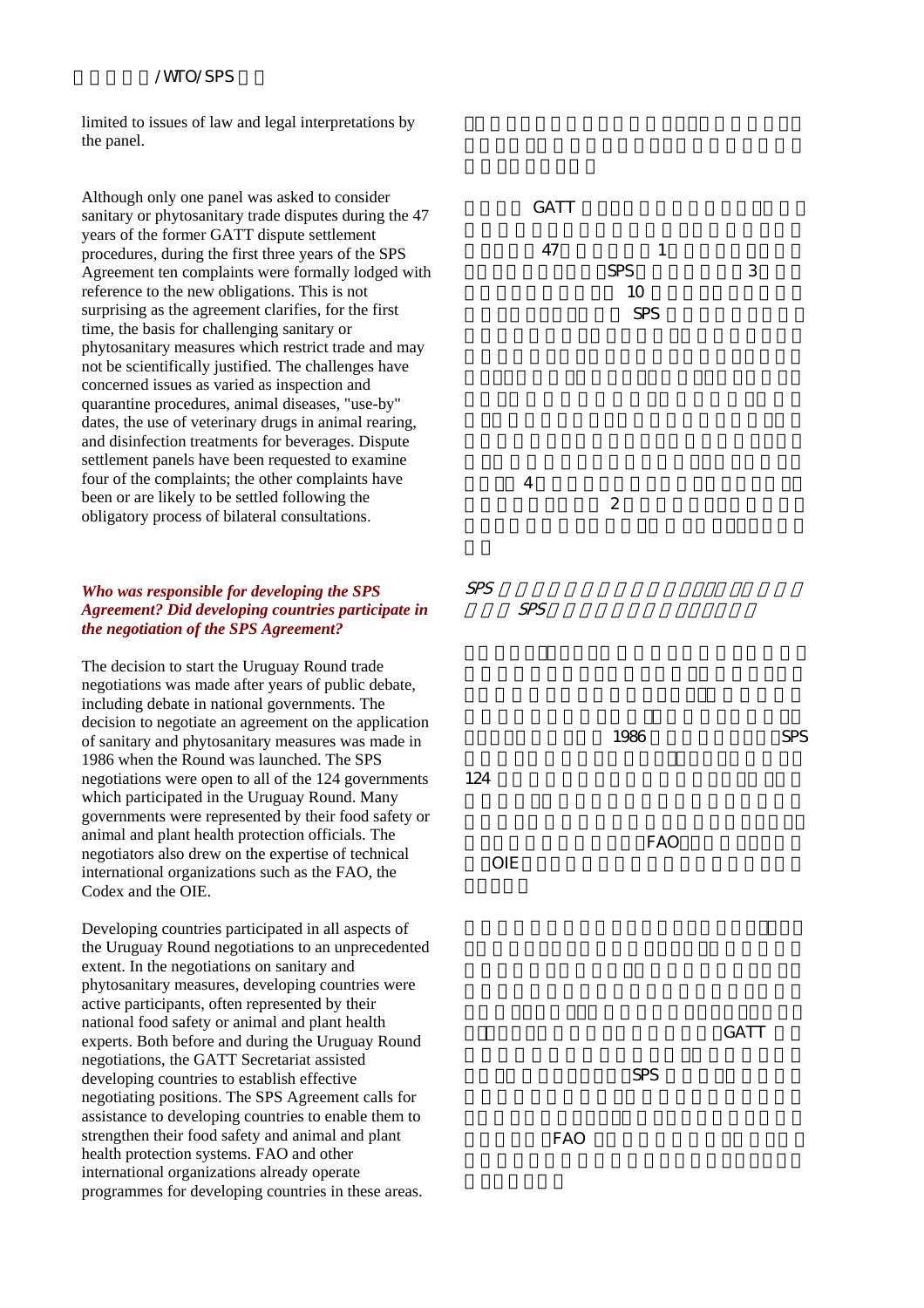limited to issues of law and legal interpretations by the panel.

Although only one panel was asked to consider sanitary or phytosanitary trade disputes during the 47 years of the former GATT dispute settlement procedures, during the first three years of the SPS Agreement ten complaints were formally lodged with reference to the new obligations. This is not surprising as the agreement clarifies, for the first time, the basis for challenging sanitary or phytosanitary measures which restrict trade and may not be scientifically justified. The challenges have concerned issues as varied as inspection and quarantine procedures, animal diseases, "use-by" dates, the use of veterinary drugs in animal rearing, and disinfection treatments for beverages. Dispute settlement panels have been requested to examine four of the complaints; the other complaints have been or are likely to be settled following the obligatory process of bilateral consultations.

### *Who was responsible for developing the SPS Agreement? Did developing countries participate in the negotiation of the SPS Agreement?*

The decision to start the Uruguay Round trade negotiations was made after years of public debate, including debate in national governments. The decision to negotiate an agreement on the application of sanitary and phytosanitary measures was made in 1986 when the Round was launched. The SPS negotiations were open to all of the 124 governments which participated in the Uruguay Round. Many governments were represented by their food safety or animal and plant health protection officials. The negotiators also drew on the expertise of technical international organizations such as the FAO, the Codex and the OIE.

Developing countries participated in all aspects of the Uruguay Round negotiations to an unprecedented extent. In the negotiations on sanitary and phytosanitary measures, developing countries were active participants, often represented by their national food safety or animal and plant health experts. Both before and during the Uruguay Round negotiations, the GATT Secretariat assisted developing countries to establish effective negotiating positions. The SPS Agreement calls for assistance to developing countries to enable them to strengthen their food safety and animal and plant health protection systems. FAO and other international organizations already operate programmes for developing countries in these areas.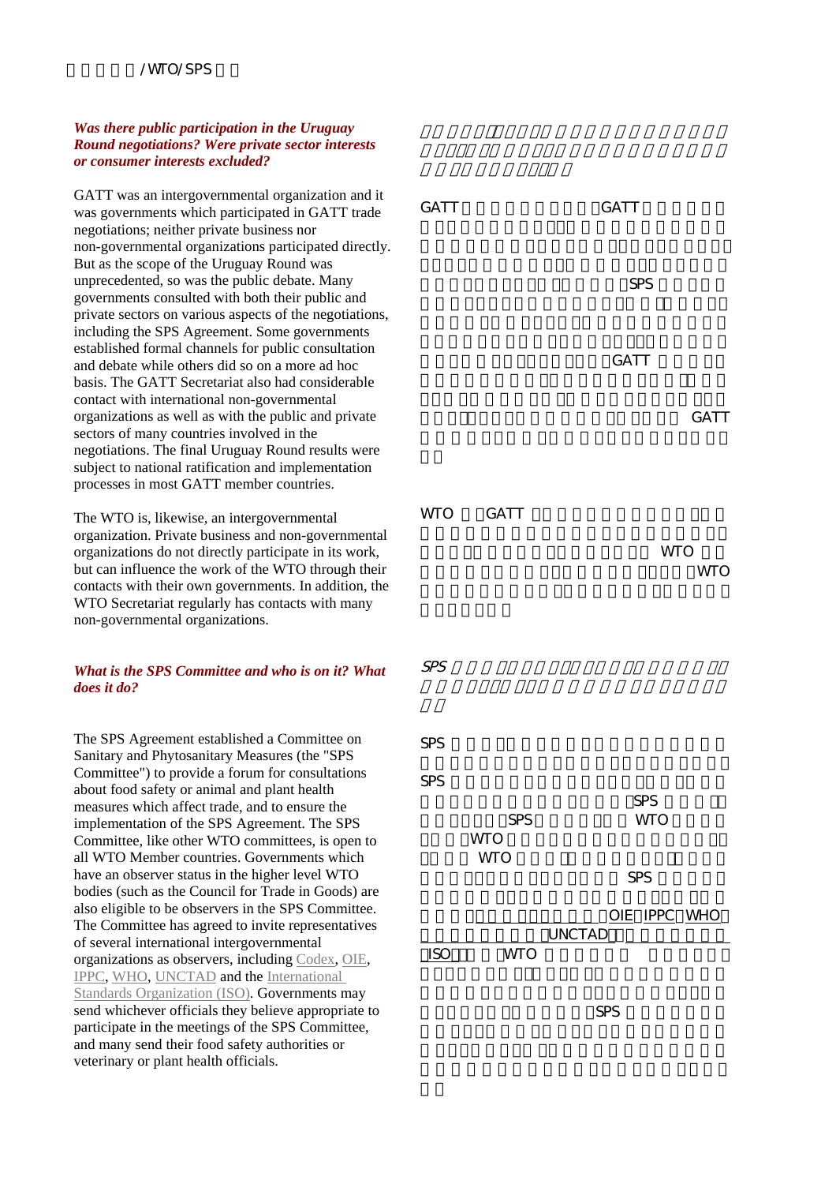***Was there public participation in the Uruguay Round negotiations? Were private sector interests or consumer interests excluded?***

GATT was an intergovernmental organization and it was governments which participated in GATT trade negotiations; neither private business nor non-governmental organizations participated directly. But as the scope of the Uruguay Round was unprecedented, so was the public debate. Many governments consulted with both their public and private sectors on various aspects of the negotiations, including the SPS Agreement. Some governments established formal channels for public consultation and debate while others did so on a more ad hoc basis. The GATT Secretariat also had considerable contact with international non-governmental organizations as well as with the public and private sectors of many countries involved in the negotiations. The final Uruguay Round results were subject to national ratification and implementation processes in most GATT member countries.

The WTO is, likewise, an intergovernmental organization. Private business and non-governmental organizations do not directly participate in its work, but can influence the work of the WTO through their contacts with their own governments. In addition, the WTO Secretariat regularly has contacts with many non-governmental organizations.

***What is the SPS Committee and who is on it? What does it do?***

The SPS Agreement established a Committee on Sanitary and Phytosanitary Measures (the "SPS Committee") to provide a forum for consultations about food safety or animal and plant health measures which affect trade, and to ensure the implementation of the SPS Agreement. The SPS Committee, like other WTO committees, is open to all WTO Member countries. Governments which have an observer status in the higher level WTO bodies (such as the Council for Trade in Goods) are also eligible to be observers in the SPS Committee. The Committee has agreed to invite representatives of several international intergovernmental organizations as observers, including Codex, OIE, IPPC, WHO, UNCTAD and the International Standards Organization (ISO). Governments may send whichever officials they believe appropriate to participate in the meetings of the SPS Committee, and many send their food safety authorities or veterinary or plant health officials.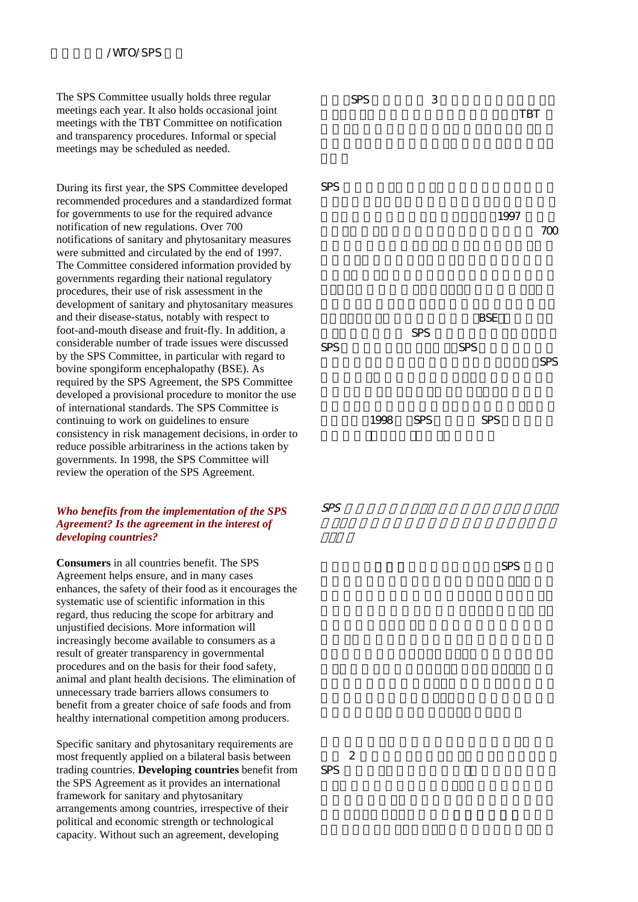The SPS Committee usually holds three regular meetings each year. It also holds occasional joint meetings with the TBT Committee on notification and transparency procedures. Informal or special meetings may be scheduled as needed.

During its first year, the SPS Committee developed recommended procedures and a standardized format for governments to use for the required advance notification of new regulations. Over 700 notifications of sanitary and phytosanitary measures were submitted and circulated by the end of 1997. The Committee considered information provided by governments regarding their national regulatory procedures, their use of risk assessment in the development of sanitary and phytosanitary measures and their disease-status, notably with respect to foot-and-mouth disease and fruit-fly. In addition, a considerable number of trade issues were discussed by the SPS Committee, in particular with regard to bovine spongiform encephalopathy (BSE). As required by the SPS Agreement, the SPS Committee developed a provisional procedure to monitor the use of international standards. The SPS Committee is continuing to work on guidelines to ensure consistency in risk management decisions, in order to reduce possible arbitrariness in the actions taken by governments. In 1998, the SPS Committee will review the operation of the SPS Agreement.

### *Who benefits from the implementation of the SPS Agreement? Is the agreement in the interest of developing countries?*

**Consumers** in all countries benefit. The SPS Agreement helps ensure, and in many cases enhances, the safety of their food as it encourages the systematic use of scientific information in this regard, thus reducing the scope for arbitrary and unjustified decisions. More information will increasingly become available to consumers as a result of greater transparency in governmental procedures and on the basis for their food safety, animal and plant health decisions. The elimination of unnecessary trade barriers allows consumers to benefit from a greater choice of safe foods and from healthy international competition among producers.

Specific sanitary and phytosanitary requirements are most frequently applied on a bilateral basis between trading countries. **Developing countries** benefit from the SPS Agreement as it provides an international framework for sanitary and phytosanitary arrangements among countries, irrespective of their political and economic strength or technological capacity. Without such an agreement, developing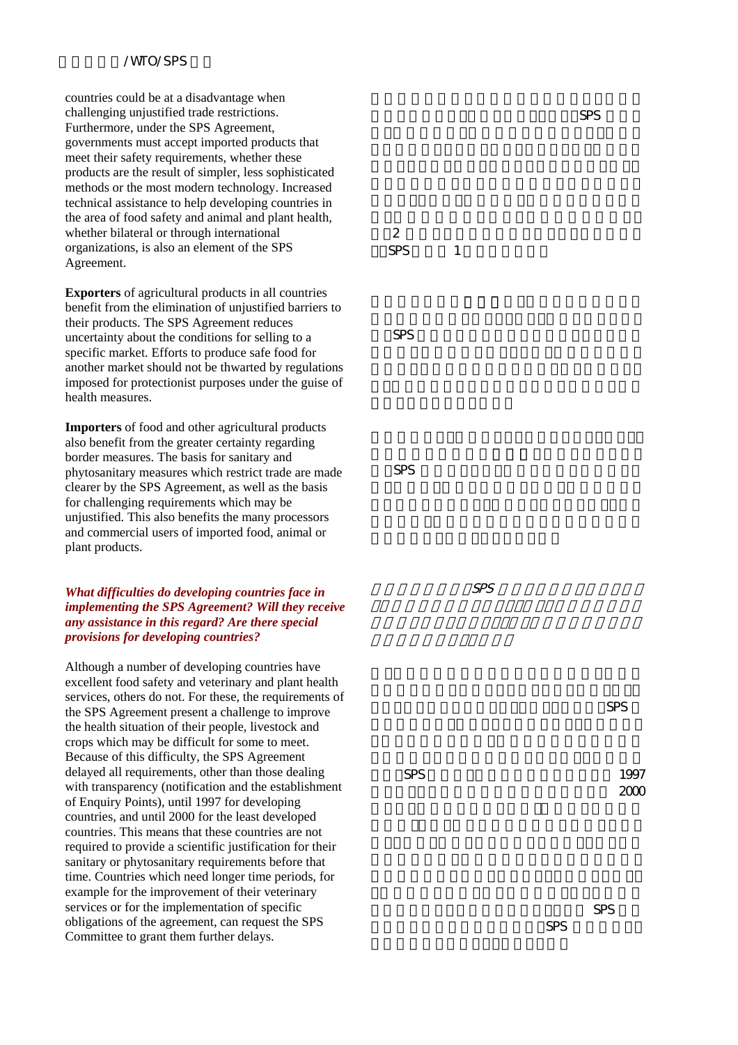countries could be at a disadvantage when challenging unjustified trade restrictions. Furthermore, under the SPS Agreement, governments must accept imported products that meet their safety requirements, whether these products are the result of simpler, less sophisticated methods or the most modern technology. Increased technical assistance to help developing countries in the area of food safety and animal and plant health, whether bilateral or through international organizations, is also an element of the SPS Agreement.

**Exporters** of agricultural products in all countries benefit from the elimination of unjustified barriers to their products. The SPS Agreement reduces uncertainty about the conditions for selling to a specific market. Efforts to produce safe food for another market should not be thwarted by regulations imposed for protectionist purposes under the guise of health measures.

**Importers** of food and other agricultural products also benefit from the greater certainty regarding border measures. The basis for sanitary and phytosanitary measures which restrict trade are made clearer by the SPS Agreement, as well as the basis for challenging requirements which may be unjustified. This also benefits the many processors and commercial users of imported food, animal or plant products.

***What difficulties do developing countries face in implementing the SPS Agreement? Will they receive any assistance in this regard? Are there special provisions for developing countries?***

Although a number of developing countries have excellent food safety and veterinary and plant health services, others do not. For these, the requirements of the SPS Agreement present a challenge to improve the health situation of their people, livestock and crops which may be difficult for some to meet. Because of this difficulty, the SPS Agreement delayed all requirements, other than those dealing with transparency (notification and the establishment of Enquiry Points), until 1997 for developing countries, and until 2000 for the least developed countries. This means that these countries are not required to provide a scientific justification for their sanitary or phytosanitary requirements before that time. Countries which need longer time periods, for example for the improvement of their veterinary services or for the implementation of specific obligations of the agreement, can request the SPS Committee to grant them further delays.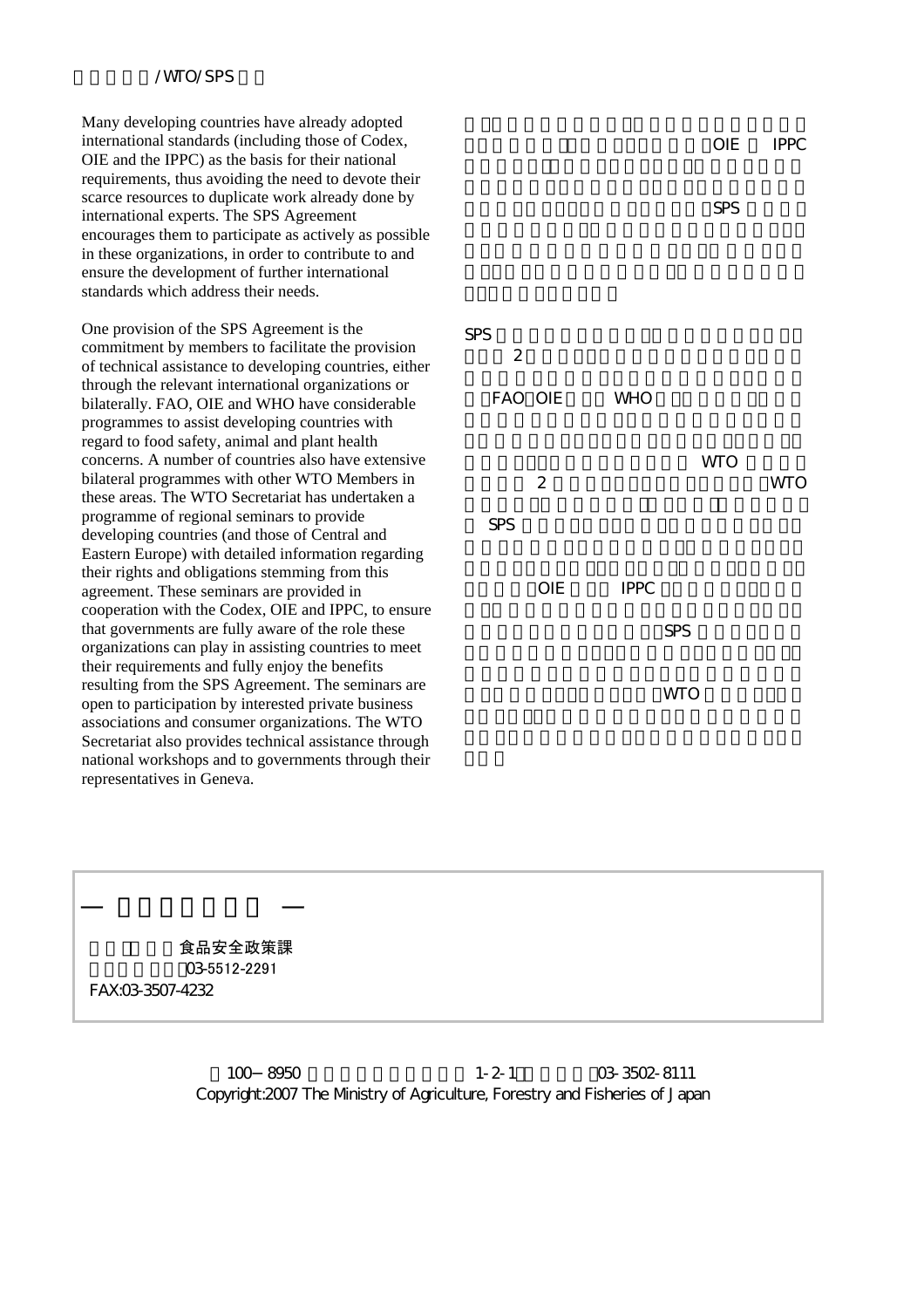Many developing countries have already adopted international standards (including those of Codex, OIE and the IPPC) as the basis for their national requirements, thus avoiding the need to devote their scarce resources to duplicate work already done by international experts. The SPS Agreement encourages them to participate as actively as possible in these organizations, in order to contribute to and ensure the development of further international standards which address their needs.

One provision of the SPS Agreement is the commitment by members to facilitate the provision of technical assistance to developing countries, either through the relevant international organizations or bilaterally. FAO, OIE and WHO have considerable programmes to assist developing countries with regard to food safety, animal and plant health concerns. A number of countries also have extensive bilateral programmes with other WTO Members in these areas. The WTO Secretariat has undertaken a programme of regional seminars to provide developing countries (and those of Central and Eastern Europe) with detailed information regarding their rights and obligations stemming from this agreement. These seminars are provided in cooperation with the Codex, OIE and IPPC, to ensure that governments are fully aware of the role these organizations can play in assisting countries to meet their requirements and fully enjoy the benefits resulting from the SPS Agreement. The seminars are open to participation by interested private business associations and consumer organizations. The WTO Secretariat also provides technical assistance through national workshops and to governments through their representatives in Geneva.

食品安全政策課
03-5512-2291
FAX:03-3507-4232

100−8950 1-2-1 03-3502-8111
Copyright:2007 The Ministry of Agriculture, Forestry and Fisheries of Japan